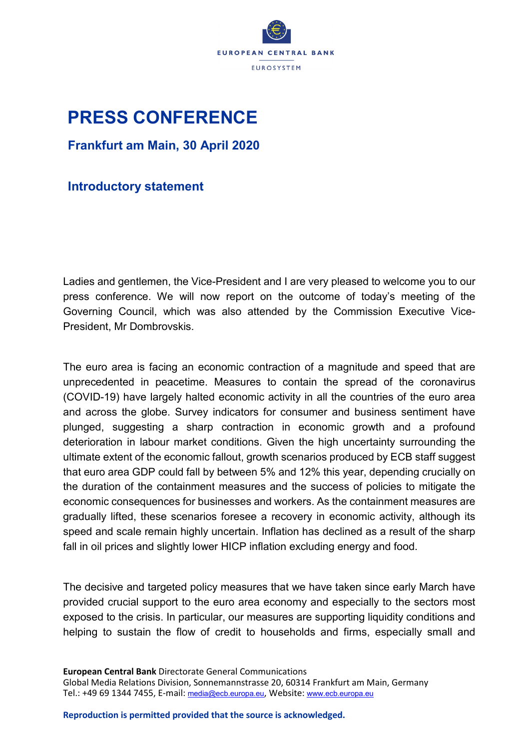# PRESS CONFERENCE

## Frankfurt am Main, 30 April 2020

## Introductory statement

Ladies and gentlemen, the Vice-President and I are very pleased to welcome you to our press conference. We will now report on the outcome of today's meeting of the Governing Council, which was also attended by the Commission Executive Vice-President, Mr Dombrovskis.

The euro area is facing an economic contraction of a magnitude and speed that are unprecedented in peacetime. Measures to contain the spread of the coronavirus (COVID-19) have largely halted economic activity in all the countries of the euro area and across the globe. Survey indicators for consumer and business sentiment have plunged, suggesting a sharp contraction in economic growth and a profound deterioration in labour market conditions. Given the high uncertainty surrounding the ultimate extent of the economic fallout, growth scenarios produced by ECB staff suggest that euro area GDP could fall by between 5% and 12% this year, depending crucially on the duration of the containment measures and the success of policies to mitigate the economic consequences for businesses and workers. As the containment measures are gradually lifted, these scenarios foresee a recovery in economic activity, although its speed and scale remain highly uncertain. Inflation has declined as a result of the sharp fall in oil prices and slightly lower HICP inflation excluding energy and food.

The decisive and targeted policy measures that we have taken since early March have provided crucial support to the euro area economy and especially to the sectors most exposed to the crisis. In particular, our measures are supporting liquidity conditions and helping to sustain the flow of credit to households and firms, especially small and

**European Central Bank** Directorate General Communications
Global Media Relations Division, Sonnemannstrasse 20, 60314 Frankfurt am Main, Germany
Tel.: +49 69 1344 7455, E-mail: media@ecb.europa.eu, Website: www.ecb.europa.eu

**Reproduction is permitted provided that the source is acknowledged.**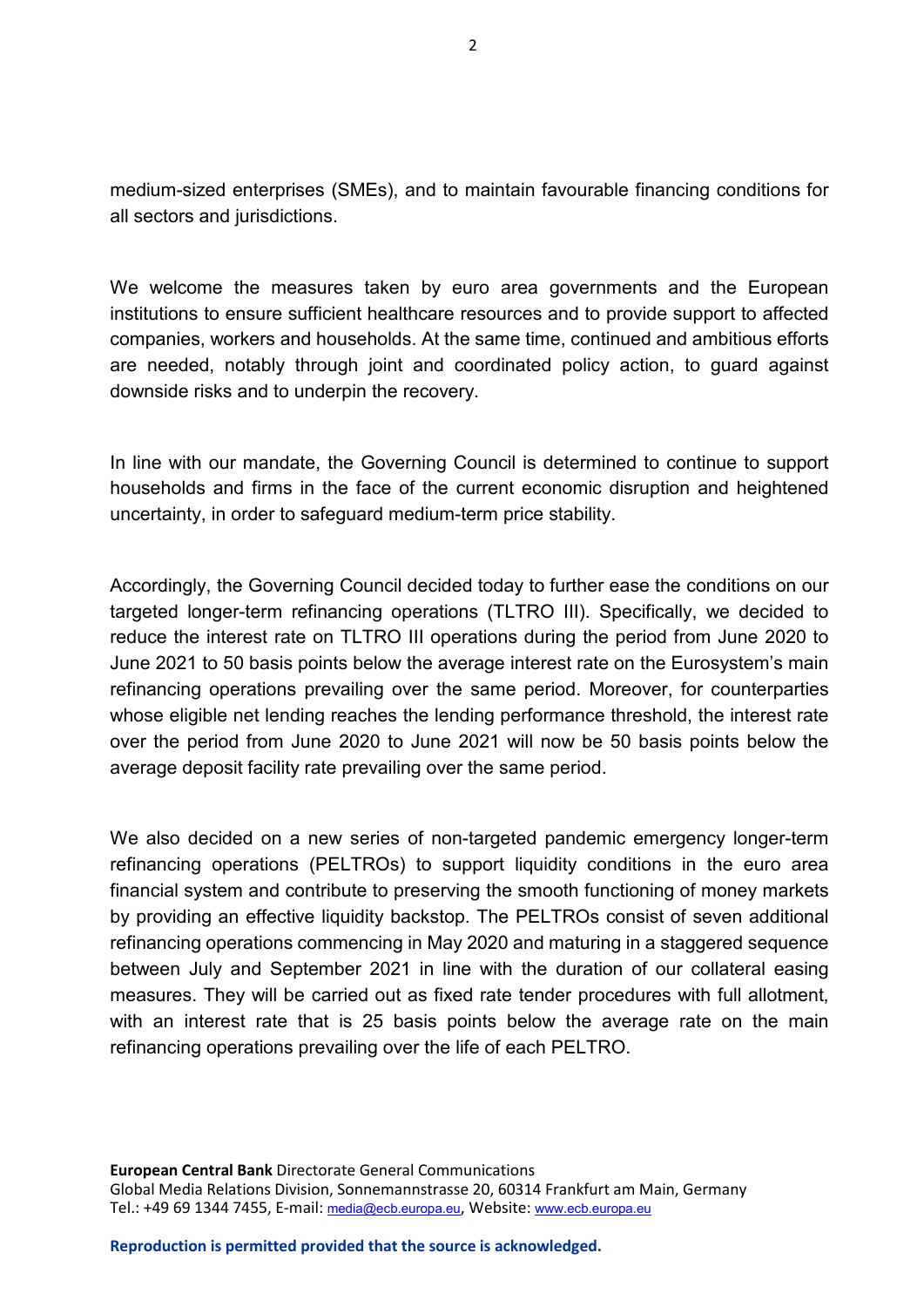medium-sized enterprises (SMEs), and to maintain favourable financing conditions for all sectors and jurisdictions.

We welcome the measures taken by euro area governments and the European institutions to ensure sufficient healthcare resources and to provide support to affected companies, workers and households. At the same time, continued and ambitious efforts are needed, notably through joint and coordinated policy action, to guard against downside risks and to underpin the recovery.

In line with our mandate, the Governing Council is determined to continue to support households and firms in the face of the current economic disruption and heightened uncertainty, in order to safeguard medium-term price stability.

Accordingly, the Governing Council decided today to further ease the conditions on our targeted longer-term refinancing operations (TLTRO III). Specifically, we decided to reduce the interest rate on TLTRO III operations during the period from June 2020 to June 2021 to 50 basis points below the average interest rate on the Eurosystem's main refinancing operations prevailing over the same period. Moreover, for counterparties whose eligible net lending reaches the lending performance threshold, the interest rate over the period from June 2020 to June 2021 will now be 50 basis points below the average deposit facility rate prevailing over the same period.

We also decided on a new series of non-targeted pandemic emergency longer-term refinancing operations (PELTROs) to support liquidity conditions in the euro area financial system and contribute to preserving the smooth functioning of money markets by providing an effective liquidity backstop. The PELTROs consist of seven additional refinancing operations commencing in May 2020 and maturing in a staggered sequence between July and September 2021 in line with the duration of our collateral easing measures. They will be carried out as fixed rate tender procedures with full allotment, with an interest rate that is 25 basis points below the average rate on the main refinancing operations prevailing over the life of each PELTRO.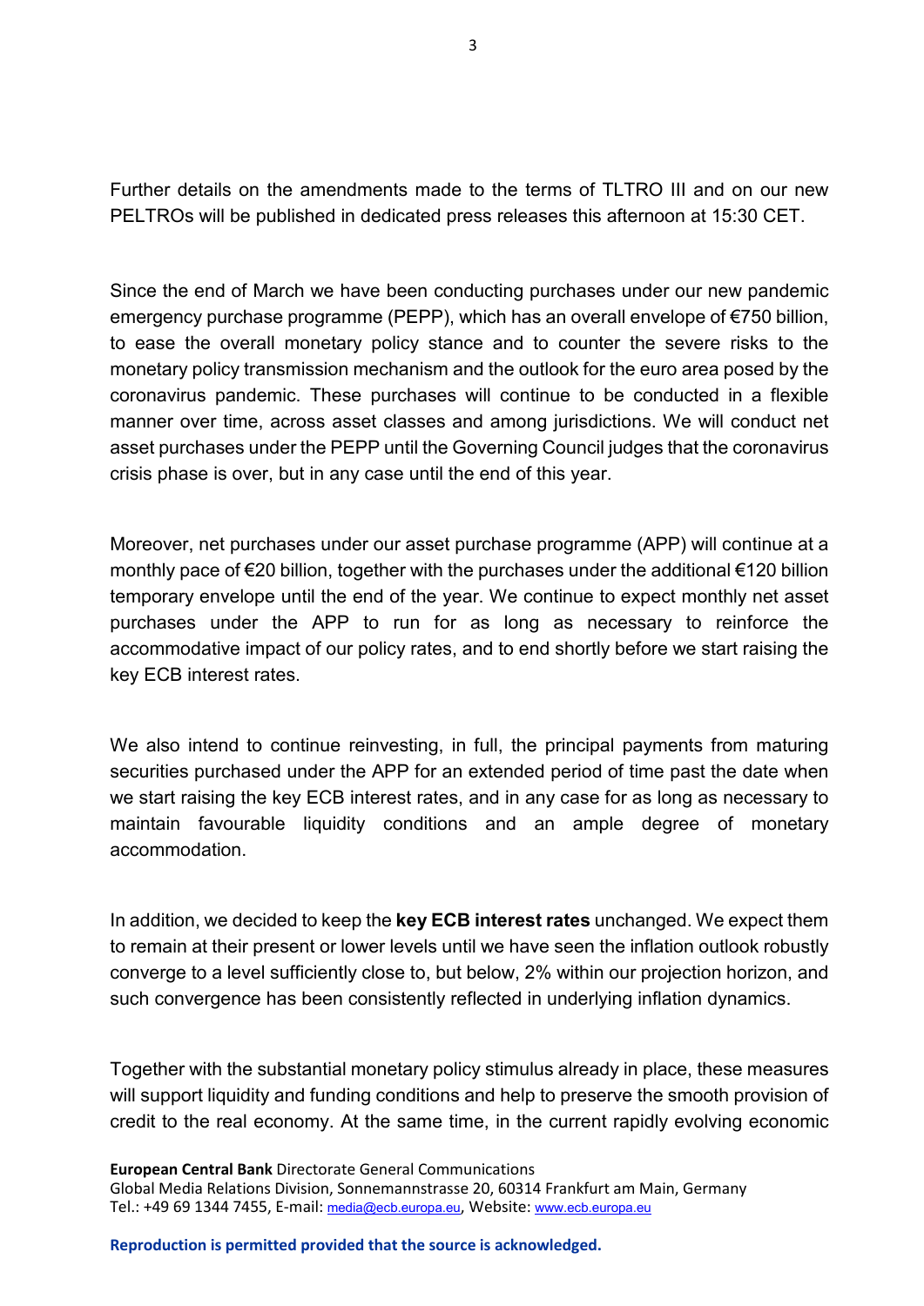Further details on the amendments made to the terms of TLTRO III and on our new PELTROs will be published in dedicated press releases this afternoon at 15:30 CET.

Since the end of March we have been conducting purchases under our new pandemic emergency purchase programme (PEPP), which has an overall envelope of €750 billion, to ease the overall monetary policy stance and to counter the severe risks to the monetary policy transmission mechanism and the outlook for the euro area posed by the coronavirus pandemic. These purchases will continue to be conducted in a flexible manner over time, across asset classes and among jurisdictions. We will conduct net asset purchases under the PEPP until the Governing Council judges that the coronavirus crisis phase is over, but in any case until the end of this year.

Moreover, net purchases under our asset purchase programme (APP) will continue at a monthly pace of €20 billion, together with the purchases under the additional €120 billion temporary envelope until the end of the year. We continue to expect monthly net asset purchases under the APP to run for as long as necessary to reinforce the accommodative impact of our policy rates, and to end shortly before we start raising the key ECB interest rates.

We also intend to continue reinvesting, in full, the principal payments from maturing securities purchased under the APP for an extended period of time past the date when we start raising the key ECB interest rates, and in any case for as long as necessary to maintain favourable liquidity conditions and an ample degree of monetary accommodation.

In addition, we decided to keep the **key ECB interest rates** unchanged. We expect them to remain at their present or lower levels until we have seen the inflation outlook robustly converge to a level sufficiently close to, but below, 2% within our projection horizon, and such convergence has been consistently reflected in underlying inflation dynamics.

Together with the substantial monetary policy stimulus already in place, these measures will support liquidity and funding conditions and help to preserve the smooth provision of credit to the real economy. At the same time, in the current rapidly evolving economic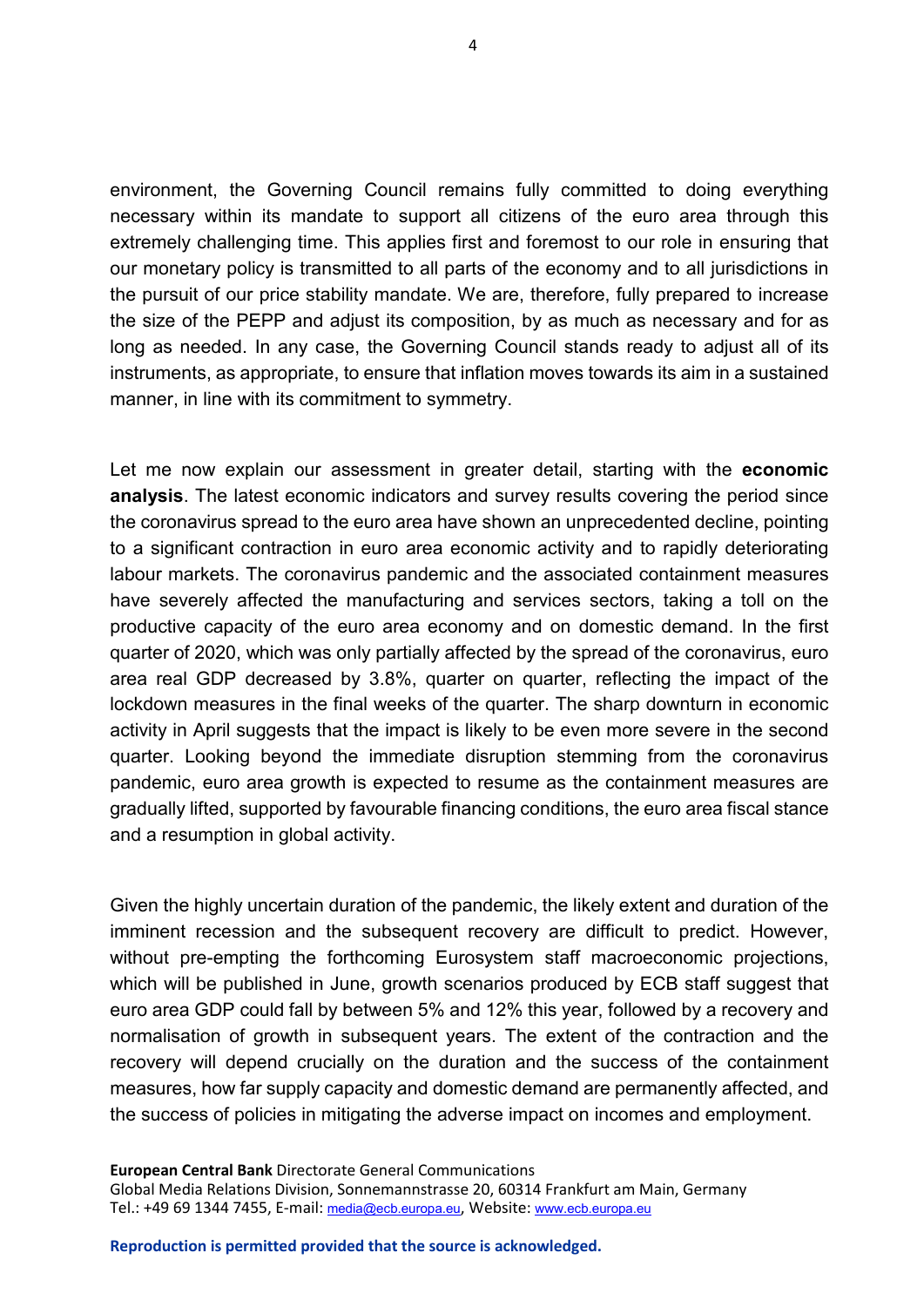environment, the Governing Council remains fully committed to doing everything necessary within its mandate to support all citizens of the euro area through this extremely challenging time. This applies first and foremost to our role in ensuring that our monetary policy is transmitted to all parts of the economy and to all jurisdictions in the pursuit of our price stability mandate. We are, therefore, fully prepared to increase the size of the PEPP and adjust its composition, by as much as necessary and for as long as needed. In any case, the Governing Council stands ready to adjust all of its instruments, as appropriate, to ensure that inflation moves towards its aim in a sustained manner, in line with its commitment to symmetry.

Let me now explain our assessment in greater detail, starting with the **economic analysis**. The latest economic indicators and survey results covering the period since the coronavirus spread to the euro area have shown an unprecedented decline, pointing to a significant contraction in euro area economic activity and to rapidly deteriorating labour markets. The coronavirus pandemic and the associated containment measures have severely affected the manufacturing and services sectors, taking a toll on the productive capacity of the euro area economy and on domestic demand. In the first quarter of 2020, which was only partially affected by the spread of the coronavirus, euro area real GDP decreased by 3.8%, quarter on quarter, reflecting the impact of the lockdown measures in the final weeks of the quarter. The sharp downturn in economic activity in April suggests that the impact is likely to be even more severe in the second quarter. Looking beyond the immediate disruption stemming from the coronavirus pandemic, euro area growth is expected to resume as the containment measures are gradually lifted, supported by favourable financing conditions, the euro area fiscal stance and a resumption in global activity.

Given the highly uncertain duration of the pandemic, the likely extent and duration of the imminent recession and the subsequent recovery are difficult to predict. However, without pre-empting the forthcoming Eurosystem staff macroeconomic projections, which will be published in June, growth scenarios produced by ECB staff suggest that euro area GDP could fall by between 5% and 12% this year, followed by a recovery and normalisation of growth in subsequent years. The extent of the contraction and the recovery will depend crucially on the duration and the success of the containment measures, how far supply capacity and domestic demand are permanently affected, and the success of policies in mitigating the adverse impact on incomes and employment.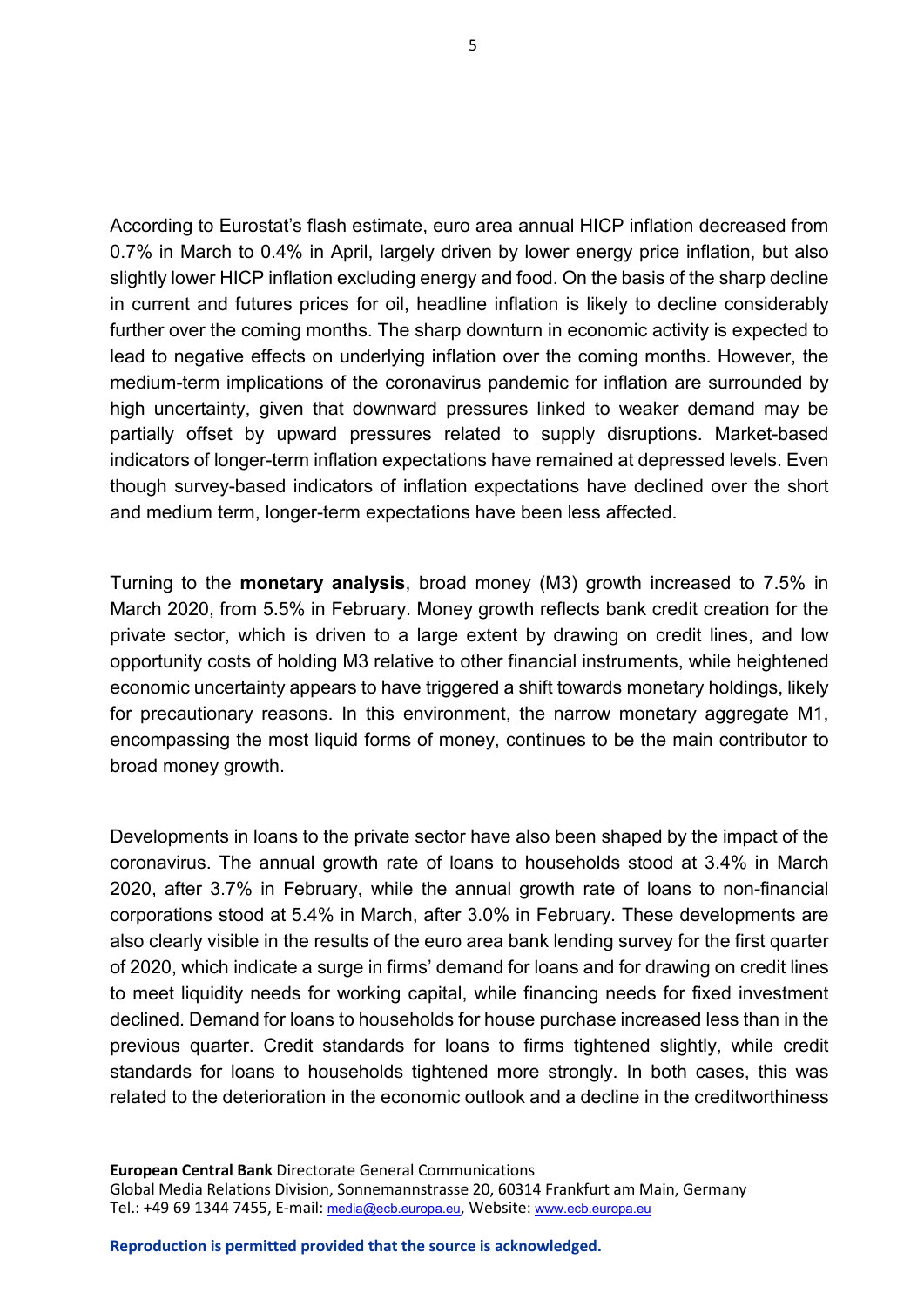According to Eurostat's flash estimate, euro area annual HICP inflation decreased from 0.7% in March to 0.4% in April, largely driven by lower energy price inflation, but also slightly lower HICP inflation excluding energy and food. On the basis of the sharp decline in current and futures prices for oil, headline inflation is likely to decline considerably further over the coming months. The sharp downturn in economic activity is expected to lead to negative effects on underlying inflation over the coming months. However, the medium-term implications of the coronavirus pandemic for inflation are surrounded by high uncertainty, given that downward pressures linked to weaker demand may be partially offset by upward pressures related to supply disruptions. Market-based indicators of longer-term inflation expectations have remained at depressed levels. Even though survey-based indicators of inflation expectations have declined over the short and medium term, longer-term expectations have been less affected.

Turning to the **monetary analysis**, broad money (M3) growth increased to 7.5% in March 2020, from 5.5% in February. Money growth reflects bank credit creation for the private sector, which is driven to a large extent by drawing on credit lines, and low opportunity costs of holding M3 relative to other financial instruments, while heightened economic uncertainty appears to have triggered a shift towards monetary holdings, likely for precautionary reasons. In this environment, the narrow monetary aggregate M1, encompassing the most liquid forms of money, continues to be the main contributor to broad money growth.

Developments in loans to the private sector have also been shaped by the impact of the coronavirus. The annual growth rate of loans to households stood at 3.4% in March 2020, after 3.7% in February, while the annual growth rate of loans to non-financial corporations stood at 5.4% in March, after 3.0% in February. These developments are also clearly visible in the results of the euro area bank lending survey for the first quarter of 2020, which indicate a surge in firms' demand for loans and for drawing on credit lines to meet liquidity needs for working capital, while financing needs for fixed investment declined. Demand for loans to households for house purchase increased less than in the previous quarter. Credit standards for loans to firms tightened slightly, while credit standards for loans to households tightened more strongly. In both cases, this was related to the deterioration in the economic outlook and a decline in the creditworthiness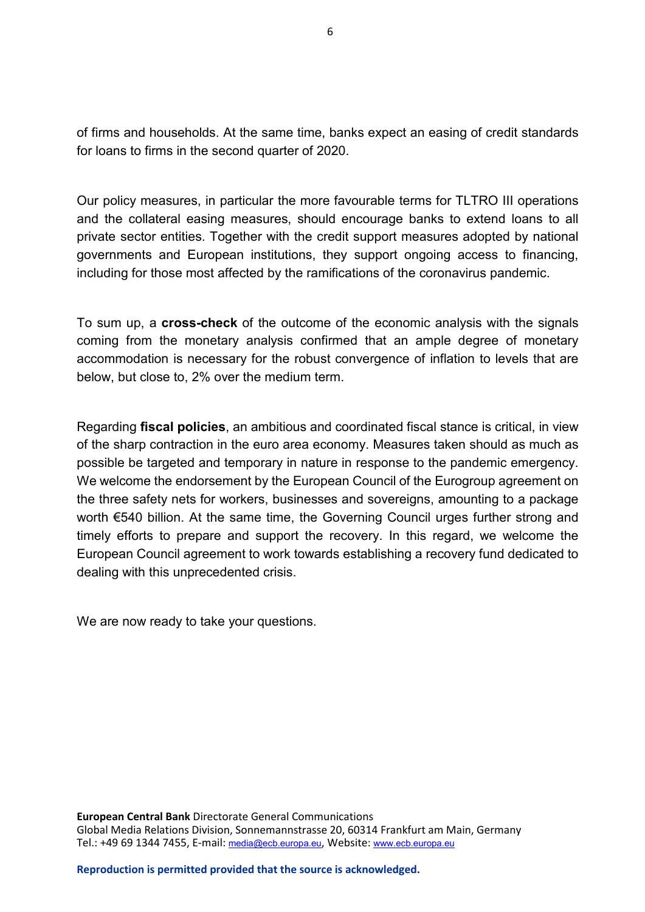of firms and households. At the same time, banks expect an easing of credit standards for loans to firms in the second quarter of 2020.

Our policy measures, in particular the more favourable terms for TLTRO III operations and the collateral easing measures, should encourage banks to extend loans to all private sector entities. Together with the credit support measures adopted by national governments and European institutions, they support ongoing access to financing, including for those most affected by the ramifications of the coronavirus pandemic.

To sum up, a **cross-check** of the outcome of the economic analysis with the signals coming from the monetary analysis confirmed that an ample degree of monetary accommodation is necessary for the robust convergence of inflation to levels that are below, but close to, 2% over the medium term.

Regarding **fiscal policies**, an ambitious and coordinated fiscal stance is critical, in view of the sharp contraction in the euro area economy. Measures taken should as much as possible be targeted and temporary in nature in response to the pandemic emergency. We welcome the endorsement by the European Council of the Eurogroup agreement on the three safety nets for workers, businesses and sovereigns, amounting to a package worth €540 billion. At the same time, the Governing Council urges further strong and timely efforts to prepare and support the recovery. In this regard, we welcome the European Council agreement to work towards establishing a recovery fund dedicated to dealing with this unprecedented crisis.

We are now ready to take your questions.

**European Central Bank** Directorate General Communications
Global Media Relations Division, Sonnemannstrasse 20, 60314 Frankfurt am Main, Germany
Tel.: +49 69 1344 7455, E-mail: media@ecb.europa.eu, Website: www.ecb.europa.eu

**Reproduction is permitted provided that the source is acknowledged.**